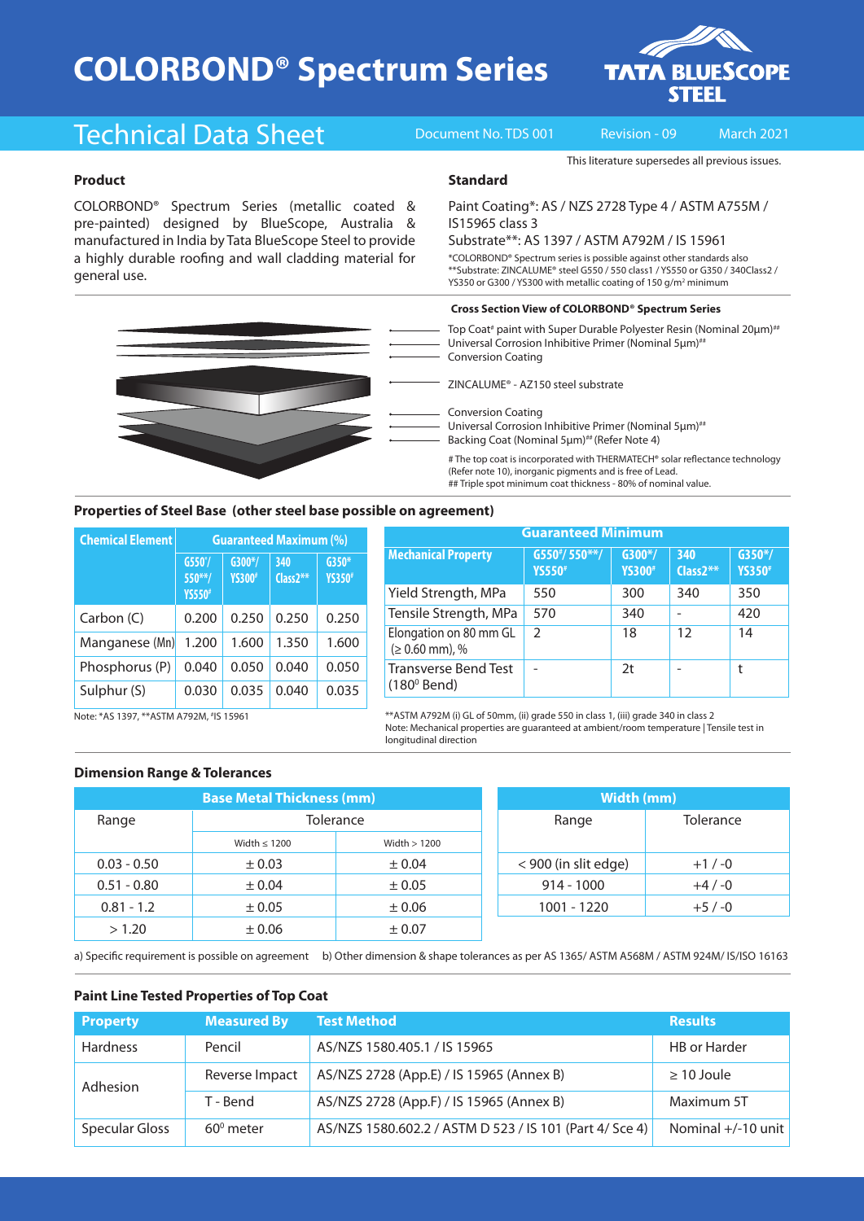# COLORBOND® Spectrum Series

## Technical Data Sheet

Document No. TDS 001 | Revision - 09 | March 2021

This literature supersedes all previous issues.

### Product

COLORBOND® Spectrum Series (metallic coated & pre-painted) designed by BlueScope, Australia & manufactured in India by Tata BlueScope Steel to provide a highly durable roofing and wall cladding material for general use.

### Standard

Paint Coating*: AS / NZS 2728 Type 4 / ASTM A755M / IS15965 class 3

Substrate**: AS 1397 / ASTM A792M / IS 15961

*COLORBOND® Spectrum series is possible against other standards also
**Substrate: ZINCALUME® steel G550 / 550 class1 / YS550 or G350 / 340Class2 / YS350 or G300 / YS300 with metallic coating of 150 g/m² minimum

### Cross Section View of COLORBOND® Spectrum Series

- Top Coat# paint with Super Durable Polyester Resin (Nominal 20µm)##
- Universal Corrosion Inhibitive Primer (Nominal 5µm)##
- Conversion Coating
- ZINCALUME® - AZ150 steel substrate
- Conversion Coating
- Universal Corrosion Inhibitive Primer (Nominal 5µm)##
- Backing Coat (Nominal 5µm)## (Refer Note 4)

# The top coat is incorporated with THERMATECH® solar reflectance technology (Refer note 10), inorganic pigments and is free of Lead.
## Triple spot minimum coat thickness - 80% of nominal value.

### Properties of Steel Base (other steel base possible on agreement)

| Chemical Element | Guaranteed Maximum (%) | | | |
|---|---|---|---|---|
| | G550*/ 550**/ YS550# | G300*/ YS300# | 340 Class2** | G350* YS350# |
| Carbon (C) | 0.200 | 0.250 | 0.250 | 0.250 |
| Manganese (Mn) | 1.200 | 1.600 | 1.350 | 1.600 |
| Phosphorus (P) | 0.040 | 0.050 | 0.040 | 0.050 |
| Sulphur (S) | 0.030 | 0.035 | 0.040 | 0.035 |

Note: *AS 1397, **ASTM A792M, #IS 15961

| Mechanical Property | Guaranteed Minimum | | | |
|---|---|---|---|---|
| | G550#/ 550**/ YS550# | G300*/ YS300# | 340 Class2** | G350*/ YS350# |
| Yield Strength, MPa | 550 | 300 | 340 | 350 |
| Tensile Strength, MPa | 570 | 340 | - | 420 |
| Elongation on 80 mm GL (≥ 0.60 mm), % | 2 | 18 | 12 | 14 |
| Transverse Bend Test (180° Bend) | - | 2t | - | t |

**ASTM A792M (i) GL of 50mm, (ii) grade 550 in class 1, (iii) grade 340 in class 2
Note: Mechanical properties are guaranteed at ambient/room temperature | Tensile test in longitudinal direction

### Dimension Range & Tolerances

| Base Metal Thickness (mm) | | |
|---|---|---|
| Range | Tolerance | |
| | Width ≤ 1200 | Width > 1200 |
| 0.03 - 0.50 | ± 0.03 | ± 0.04 |
| 0.51 - 0.80 | ± 0.04 | ± 0.05 |
| 0.81 - 1.2 | ± 0.05 | ± 0.06 |
| > 1.20 | ± 0.06 | ± 0.07 |

| Width (mm) | |
|---|---|
| Range | Tolerance |
| < 900 (in slit edge) | +1 / -0 |
| 914 - 1000 | +4 / -0 |
| 1001 - 1220 | +5 / -0 |

a) Specific requirement is possible on agreement b) Other dimension & shape tolerances as per AS 1365/ ASTM A568M / ASTM 924M/ IS/ISO 16163

### Paint Line Tested Properties of Top Coat

| Property | Measured By | Test Method | Results |
|---|---|---|---|
| Hardness | Pencil | AS/NZS 1580.405.1 / IS 15965 | HB or Harder |
| Adhesion | Reverse Impact | AS/NZS 2728 (App.E) / IS 15965 (Annex B) | ≥ 10 Joule |
| | T - Bend | AS/NZS 2728 (App.F) / IS 15965 (Annex B) | Maximum 5T |
| Specular Gloss | 60° meter | AS/NZS 1580.602.2 / ASTM D 523 / IS 101 (Part 4/ Sce 4) | Nominal +/-10 unit |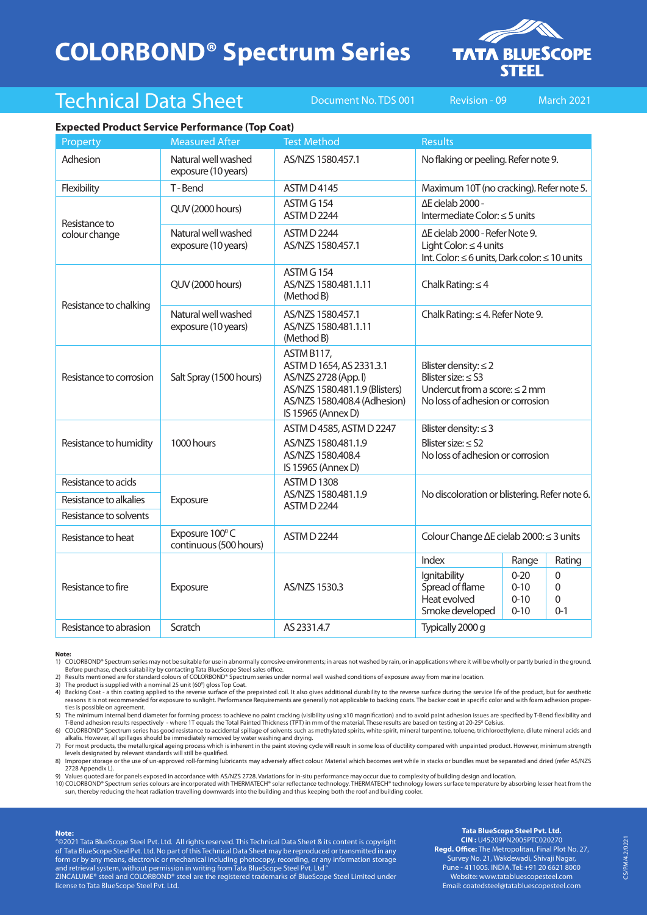# COLORBOND® Spectrum Series

## Technical Data Sheet

Document No. TDS 001 Revision - 09 March 2021

### Expected Product Service Performance (Top Coat)

| Property | Measured After | Test Method | Results | | |
|---|---|---|---|---|---|
| Adhesion | Natural well washed exposure (10 years) | AS/NZS 1580.457.1 | No flaking or peeling. Refer note 9. | | |
| Flexibility | T - Bend | ASTM D 4145 | Maximum 10T (no cracking). Refer note 5. | | |
| Resistance to colour change | QUV (2000 hours) | ASTM G 154<br>ASTM D 2244 | ΔE cielab 2000 -<br>Intermediate Color: ≤ 5 units | | |
| | Natural well washed exposure (10 years) | ASTM D 2244<br>AS/NZS 1580.457.1 | ΔE cielab 2000 - Refer Note 9.<br>Light Color: ≤ 4 units<br>Int. Color: ≤ 6 units, Dark color: ≤ 10 units | | |
| Resistance to chalking | QUV (2000 hours) | ASTM G 154<br>AS/NZS 1580.481.1.11 (Method B) | Chalk Rating: ≤ 4 | | |
| | Natural well washed exposure (10 years) | AS/NZS 1580.457.1<br>AS/NZS 1580.481.1.11 (Method B) | Chalk Rating: ≤ 4. Refer Note 9. | | |
| Resistance to corrosion | Salt Spray (1500 hours) | ASTM B117,<br>ASTM D 1654, AS 2331.3.1<br>AS/NZS 2728 (App. I)<br>AS/NZS 1580.481.1.9 (Blisters)<br>AS/NZS 1580.408.4 (Adhesion)<br>IS 15965 (Annex D) | Blister density: ≤ 2<br>Blister size: ≤ S3<br>Undercut from a score: ≤ 2 mm<br>No loss of adhesion or corrosion | | |
| Resistance to humidity | 1000 hours | ASTM D 4585, ASTM D 2247<br>AS/NZS 1580.481.1.9<br>AS/NZS 1580.408.4<br>IS 15965 (Annex D) | Blister density: ≤ 3<br>Blister size: ≤ S2<br>No loss of adhesion or corrosion | | |
| Resistance to acids<br>Resistance to alkalies<br>Resistance to solvents | Exposure | ASTM D 1308<br>AS/NZS 1580.481.1.9<br>ASTM D 2244 | No discoloration or blistering. Refer note 6. | | |
| Resistance to heat | Exposure 100° C continuous (500 hours) | ASTM D 2244 | Colour Change ΔE cielab 2000: ≤ 3 units | | |
| Resistance to fire | Exposure | AS/NZS 1530.3 | Index | Range | Rating |
| | | | Ignitability<br>Spread of flame<br>Heat evolved<br>Smoke developed | 0-20<br>0-10<br>0-10<br>0-10 | 0<br>0<br>0<br>0-1 |
| Resistance to abrasion | Scratch | AS 2331.4.7 | Typically 2000 g | | |

**Note:**

1) COLORBOND® Spectrum series may not be suitable for use in abnormally corrosive environments; in areas not washed by rain, or in applications where it will be wholly or partly buried in the ground. Before purchase, check suitability by contacting Tata BlueScope Steel sales office.
2) Results mentioned are for standard colours of COLORBOND® Spectrum series under normal well washed conditions of exposure away from marine location.
3) The product is supplied with a nominal 25 unit (60°) gloss Top Coat.
4) Backing Coat - a thin coating applied to the reverse surface of the prepainted coil. It also gives additional durability to the reverse surface during the service life of the product, but for aesthetic reasons it is not recommended for exposure to sunlight. Performance Requirements are generally not applicable to backing coats. The backer coat in specific color and with foam adhesion properties is possible on agreement.
5) The minimum internal bend diameter for forming process to achieve no paint cracking (visibility using x10 magnification) and to avoid paint adhesion issues are specified by T-Bend flexibility and T-Bend adhesion results respectively - where 1T equals the Total Painted Thickness (TPT) in mm of the material. These results are based on testing at 20-25° Celsius.
6) COLORBOND® Spectrum series has good resistance to accidental spillage of solvents such as methylated spirits, white spirit, mineral turpentine, toluene, trichloroethylene, dilute mineral acids and alkalis. However, all spillages should be immediately removed by water washing and drying.
7) For most products, the metallurgical ageing process which is inherent in the paint stoving cycle will result in some loss of ductility compared with unpainted product. However, minimum strength levels designated by relevant standards will still be qualified.
8) Improper storage or the use of un-approved roll-forming lubricants may adversely affect colour. Material which becomes wet while in stacks or bundles must be separated and dried (refer AS/NZS 2728 Appendix L).
9) Values quoted are for panels exposed in accordance with AS/NZS 2728. Variations for in-situ performance may occur due to complexity of building design and location.
10) COLORBOND® Spectrum series colours are incorporated with THERMATECH® solar reflectance technology. THERMATECH® technology lowers surface temperature by absorbing lesser heat from the sun, thereby reducing the heat radiation travelling downwards into the building and thus keeping both the roof and building cooler.

**Note:**
"©2021 Tata BlueScope Steel Pvt. Ltd. All rights reserved. This Technical Data Sheet & its content is copyright of Tata BlueScope Steel Pvt. Ltd. No part of this Technical Data Sheet may be reproduced or transmitted in any form or by any means, electronic or mechanical including photocopy, recording, or any information storage and retrieval system, without permission in writing from Tata BlueScope Steel Pvt. Ltd"
ZINCALUME® steel and COLORBOND® steel are the registered trademarks of BlueScope Steel Limited under license to Tata BlueScope Steel Pvt. Ltd.

**Tata BlueScope Steel Pvt. Ltd.**
**CIN :** U45209PN2005PTC020270
**Regd. Office:** The Metropolitan, Final Plot No. 27, Survey No. 21, Wakdewadi, Shivaji Nagar, Pune - 411005. INDIA. Tel: +91 20 6621 8000
Website: www.tatabluescopesteel.com
Email: coatedsteel@tatabluescopesteel.com

CS/PM/4.2/0221